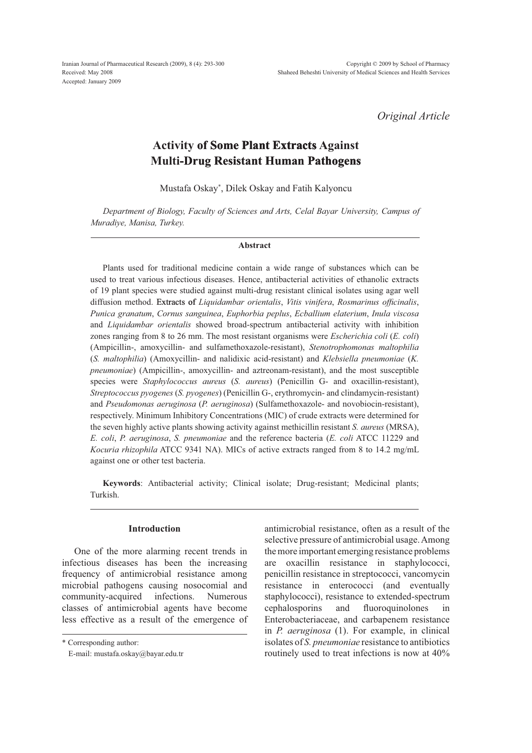Original Article

# Activity of Some Plant Extracts Against Multi-Drug Resistant Human Pathogens

Mustafa Oskay*, Dilek Oskay and Fatih Kalyoncu

*Department of Biology, Faculty of Sciences and Arts, Celal Bayar University, Campus of Muradiye, Manisa, Turkey.*

## Abstract

Plants used for traditional medicine contain a wide range of substances which can be used to treat various infectious diseases. Hence, antibacterial activities of ethanolic extracts of 19 plant species were studied against multi-drug resistant clinical isolates using agar well diffusion method. Extracts of *Liquidambar orientalis*, *Vitis vinifera*, *Rosmarinus officinalis*, *Punica granatum*, *Cornus sanguinea*, *Euphorbia peplus*, *Ecballium elaterium*, *Inula viscosa* and *Liquidambar orientalis* showed broad-spectrum antibacterial activity with inhibition zones ranging from 8 to 26 mm. The most resistant organisms were *Escherichia coli* (*E. coli*) (Ampicillin-, amoxycillin- and sulfamethoxazole-resistant), *Stenotrophomonas maltophilia* (*S. maltophilia*) (Amoxycillin- and nalidixic acid-resistant) and *Klebsiella pneumoniae* (*K. pneumoniae*) (Ampicillin-, amoxycillin- and aztreonam-resistant), and the most susceptible species were *Staphylococcus aureus* (*S. aureus*) (Penicillin G- and oxacillin-resistant), *Streptococcus pyogenes* (*S. pyogenes*) (Penicillin G-, erythromycin- and clindamycin-resistant) and *Pseudomonas aeruginosa* (*P. aeruginosa*) (Sulfamethoxazole- and novobiocin-resistant), respectively. Minimum Inhibitory Concentrations (MIC) of crude extracts were determined for the seven highly active plants showing activity against methicillin resistant *S. aureus* (MRSA), *E. coli*, *P. aeruginosa*, *S. pneumoniae* and the reference bacteria (*E. coli* ATCC 11229 and *Kocuria rhizophila* ATCC 9341 NA). MICs of active extracts ranged from 8 to 14.2 mg/mL against one or other test bacteria.

**Keywords**: Antibacterial activity; Clinical isolate; Drug-resistant; Medicinal plants; Turkish.

## Introduction

One of the more alarming recent trends in infectious diseases has been the increasing frequency of antimicrobial resistance among microbial pathogens causing nosocomial and community-acquired infections. Numerous classes of antimicrobial agents have become less effective as a result of the emergence of antimicrobial resistance, often as a result of the selective pressure of antimicrobial usage. Among the more important emerging resistance problems are oxacillin resistance in staphylococci, penicillin resistance in streptococci, vancomycin resistance in enterococci (and eventually staphylococci), resistance to extended-spectrum cephalosporins and fluoroquinolones in Enterobacteriaceae, and carbapenem resistance in *P. aeruginosa* (1). For example, in clinical isolates of *S. pneumoniae* resistance to antibiotics routinely used to treat infections is now at 40%

\* Corresponding author:
E-mail: mustafa.oskay@bayar.edu.tr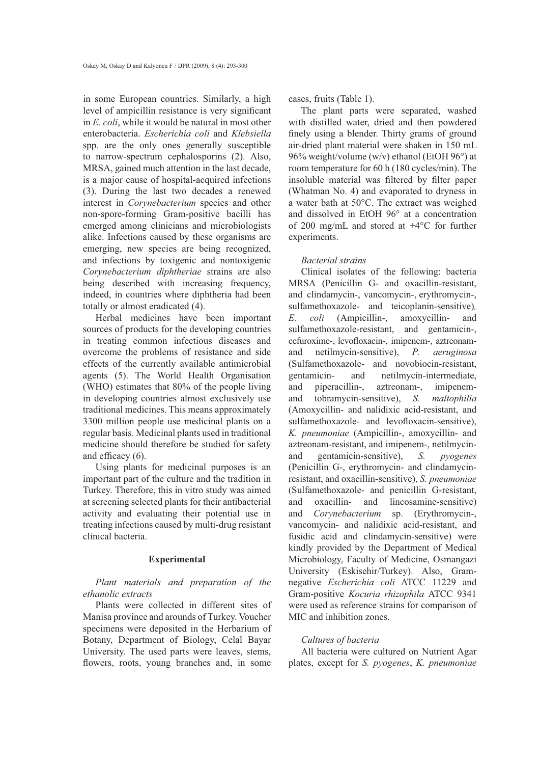in some European countries. Similarly, a high level of ampicillin resistance is very significant in *E. coli*, while it would be natural in most other enterobacteria. *Escherichia coli* and *Klebsiella* spp. are the only ones generally susceptible to narrow-spectrum cephalosporins (2). Also, MRSA, gained much attention in the last decade, is a major cause of hospital-acquired infections (3). During the last two decades a renewed interest in *Corynebacterium* species and other non-spore-forming Gram-positive bacilli has emerged among clinicians and microbiologists alike. Infections caused by these organisms are emerging, new species are being recognized, and infections by toxigenic and nontoxigenic *Corynebacterium diphtheriae* strains are also being described with increasing frequency, indeed, in countries where diphtheria had been totally or almost eradicated (4).

Herbal medicines have been important sources of products for the developing countries in treating common infectious diseases and overcome the problems of resistance and side effects of the currently available antimicrobial agents (5). The World Health Organisation (WHO) estimates that 80% of the people living in developing countries almost exclusively use traditional medicines. This means approximately 3300 million people use medicinal plants on a regular basis. Medicinal plants used in traditional medicine should therefore be studied for safety and efficacy (6).

Using plants for medicinal purposes is an important part of the culture and the tradition in Turkey. Therefore, this in vitro study was aimed at screening selected plants for their antibacterial activity and evaluating their potential use in treating infections caused by multi-drug resistant clinical bacteria.

## Experimental

### *Plant materials and preparation of the ethanolic extracts*

Plants were collected in different sites of Manisa province and arounds of Turkey. Voucher specimens were deposited in the Herbarium of Botany, Department of Biology, Celal Bayar University. The used parts were leaves, stems, flowers, roots, young branches and, in some cases, fruits (Table 1).

The plant parts were separated, washed with distilled water, dried and then powdered finely using a blender. Thirty grams of ground air-dried plant material were shaken in 150 mL 96% weight/volume (w/v) ethanol (EtOH 96°) at room temperature for 60 h (180 cycles/min). The insoluble material was filtered by filter paper (Whatman No. 4) and evaporated to dryness in a water bath at 50°C. The extract was weighed and dissolved in EtOH 96° at a concentration of 200 mg/mL and stored at +4°C for further experiments.

### *Bacterial strains*

Clinical isolates of the following: bacteria MRSA (Penicillin G- and oxacillin-resistant, and clindamycin-, vancomycin-, erythromycin-, sulfamethoxazole- and teicoplanin-sensitive), *E. coli* (Ampicillin-, amoxycillin- and sulfamethoxazole-resistant, and gentamicin-, cefuroxime-, levofloxacin-, imipenem-, aztreonam- and netilmycin-sensitive), *P. aeruginosa* (Sulfamethoxazole- and novobiocin-resistant, gentamicin- and netilmycin-intermediate, and piperacillin-, aztreonam-, imipenem- and tobramycin-sensitive), *S. maltophilia* (Amoxycillin- and nalidixic acid-resistant, and sulfamethoxazole- and levofloxacin-sensitive), *K. pneumoniae* (Ampicillin-, amoxycillin- and aztreonam-resistant, and imipenem-, netilmycin- and gentamicin-sensitive), *S. pyogenes* (Penicillin G-, erythromycin- and clindamycin-resistant, and oxacillin-sensitive), *S. pneumoniae* (Sulfamethoxazole- and penicillin G-resistant, and oxacillin- and lincosamine-sensitive) and *Corynebacterium* sp. (Erythromycin-, vancomycin- and nalidixic acid-resistant, and fusidic acid and clindamycin-sensitive) were kindly provided by the Department of Medical Microbiology, Faculty of Medicine, Osmangazi University (Eskisehir/Turkey). Also, Gram-negative *Escherichia coli* ATCC 11229 and Gram-positive *Kocuria rhizophila* ATCC 9341 were used as reference strains for comparison of MIC and inhibition zones.

### *Cultures of bacteria*

All bacteria were cultured on Nutrient Agar plates, except for *S. pyogenes*, *K. pneumoniae*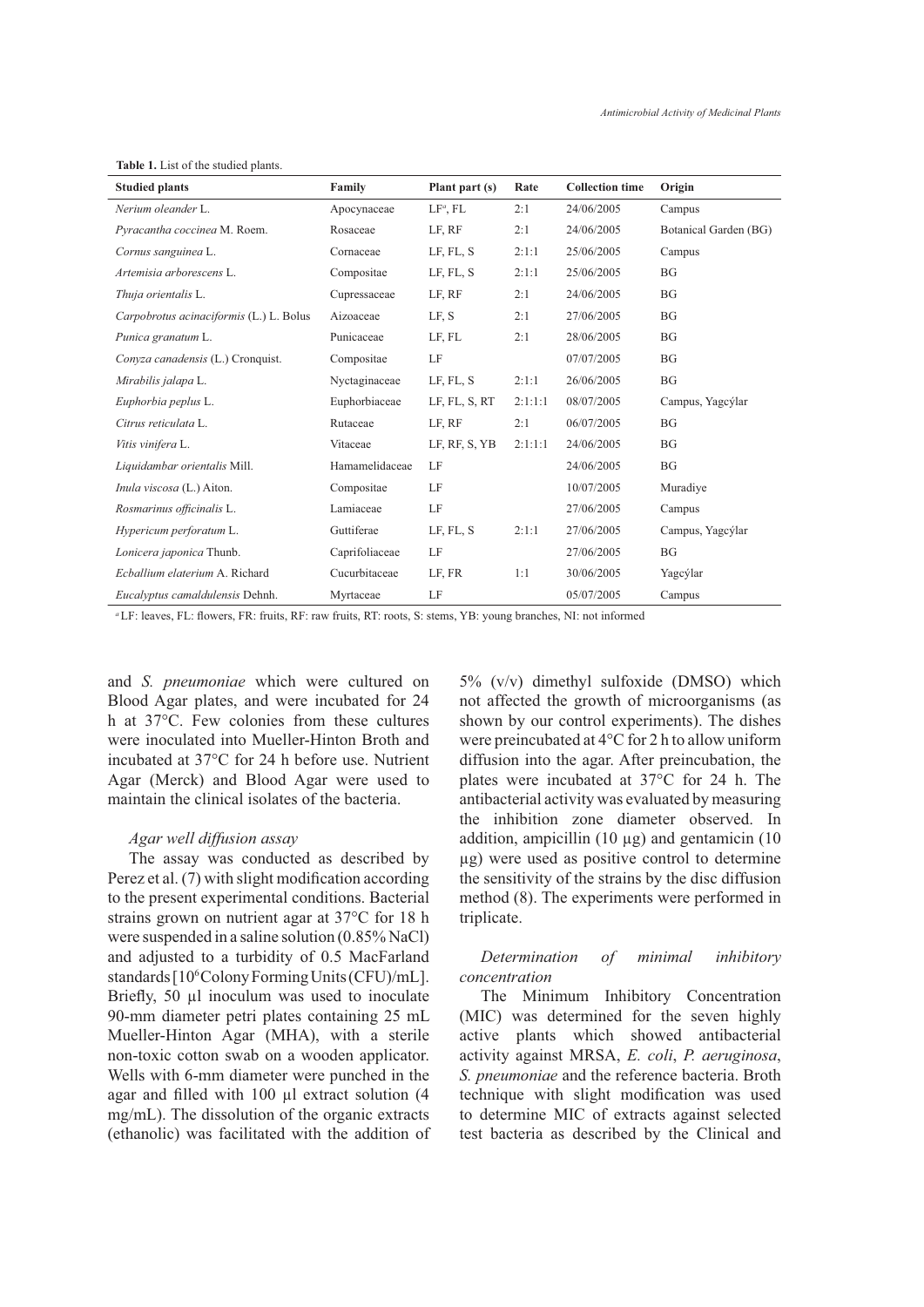**Table 1.** List of the studied plants.

| Studied plants | Family | Plant part (s) | Rate | Collection time | Origin |
|---|---|---|---|---|---|
| *Nerium oleander* L. | Apocynaceae | LF[a], FL | 2:1 | 24/06/2005 | Campus |
| *Pyracantha coccinea* M. Roem. | Rosaceae | LF, RF | 2:1 | 24/06/2005 | Botanical Garden (BG) |
| *Cornus sanguinea* L. | Cornaceae | LF, FL, S | 2:1:1 | 25/06/2005 | Campus |
| *Artemisia arborescens* L. | Compositae | LF, FL, S | 2:1:1 | 25/06/2005 | BG |
| *Thuja orientalis* L. | Cupressaceae | LF, RF | 2:1 | 24/06/2005 | BG |
| *Carpobrotus acinaciformis* (L.) L. Bolus | Aizoaceae | LF, S | 2:1 | 27/06/2005 | BG |
| *Punica granatum* L. | Punicaceae | LF, FL | 2:1 | 28/06/2005 | BG |
| *Conyza canadensis* (L.) Cronquist. | Compositae | LF | | 07/07/2005 | BG |
| *Mirabilis jalapa* L. | Nyctaginaceae | LF, FL, S | 2:1:1 | 26/06/2005 | BG |
| *Euphorbia peplus* L. | Euphorbiaceae | LF, FL, S, RT | 2:1:1:1 | 08/07/2005 | Campus, Yagcýlar |
| *Citrus reticulata* L. | Rutaceae | LF, RF | 2:1 | 06/07/2005 | BG |
| *Vitis vinifera* L. | Vitaceae | LF, RF, S, YB | 2:1:1:1 | 24/06/2005 | BG |
| *Liquidambar orientalis* Mill. | Hamamelidaceae | LF | | 24/06/2005 | BG |
| *Inula viscosa* (L.) Aiton. | Compositae | LF | | 10/07/2005 | Muradiye |
| *Rosmarinus officinalis* L. | Lamiaceae | LF | | 27/06/2005 | Campus |
| *Hypericum perforatum* L. | Guttiferae | LF, FL, S | 2:1:1 | 27/06/2005 | Campus, Yagcýlar |
| *Lonicera japonica* Thunb. | Caprifoliaceae | LF | | 27/06/2005 | BG |
| *Ecballium elaterium* A. Richard | Cucurbitaceae | LF, FR | 1:1 | 30/06/2005 | Yagcýlar |
| *Eucalyptus camaldulensis* Dehnh. | Myrtaceae | LF | | 05/07/2005 | Campus |

[a] LF: leaves, FL: flowers, FR: fruits, RF: raw fruits, RT: roots, S: stems, YB: young branches, NI: not informed

and *S. pneumoniae* which were cultured on Blood Agar plates, and were incubated for 24 h at 37°C. Few colonies from these cultures were inoculated into Mueller-Hinton Broth and incubated at 37°C for 24 h before use. Nutrient Agar (Merck) and Blood Agar were used to maintain the clinical isolates of the bacteria.

### *Agar well diffusion assay*

The assay was conducted as described by Perez et al. (7) with slight modification according to the present experimental conditions. Bacterial strains grown on nutrient agar at 37°C for 18 h were suspended in a saline solution (0.85% NaCl) and adjusted to a turbidity of 0.5 MacFarland standards [$10^6$ Colony Forming Units (CFU)/mL]. Briefly, 50 µl inoculum was used to inoculate 90-mm diameter petri plates containing 25 mL Mueller-Hinton Agar (MHA), with a sterile non-toxic cotton swab on a wooden applicator. Wells with 6-mm diameter were punched in the agar and filled with 100 µl extract solution (4 mg/mL). The dissolution of the organic extracts (ethanolic) was facilitated with the addition of 5% (v/v) dimethyl sulfoxide (DMSO) which not affected the growth of microorganisms (as shown by our control experiments). The dishes were preincubated at 4°C for 2 h to allow uniform diffusion into the agar. After preincubation, the plates were incubated at 37°C for 24 h. The antibacterial activity was evaluated by measuring the inhibition zone diameter observed. In addition, ampicillin (10 µg) and gentamicin (10 µg) were used as positive control to determine the sensitivity of the strains by the disc diffusion method (8). The experiments were performed in triplicate.

### *Determination of minimal inhibitory concentration*

The Minimum Inhibitory Concentration (MIC) was determined for the seven highly active plants which showed antibacterial activity against MRSA, *E. coli*, *P. aeruginosa*, *S. pneumoniae* and the reference bacteria. Broth technique with slight modification was used to determine MIC of extracts against selected test bacteria as described by the Clinical and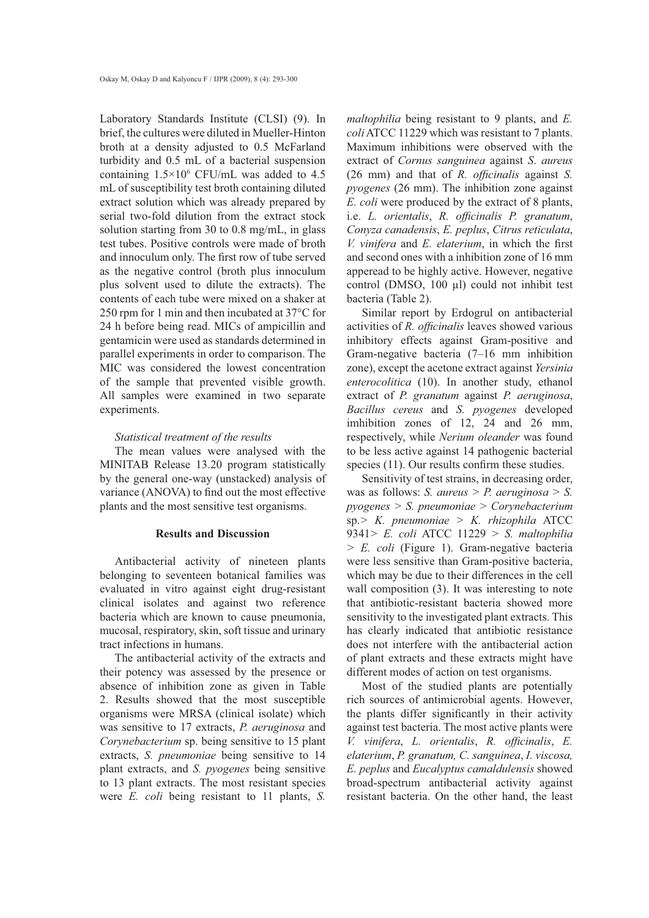Laboratory Standards Institute (CLSI) (9). In brief, the cultures were diluted in Mueller-Hinton broth at a density adjusted to 0.5 McFarland turbidity and 0.5 mL of a bacterial suspension containing $1.5 \times 10^6$ CFU/mL was added to 4.5 mL of susceptibility test broth containing diluted extract solution which was already prepared by serial two-fold dilution from the extract stock solution starting from 30 to 0.8 mg/mL, in glass test tubes. Positive controls were made of broth and innoculum only. The first row of tube served as the negative control (broth plus innoculum plus solvent used to dilute the extracts). The contents of each tube were mixed on a shaker at 250 rpm for 1 min and then incubated at 37°C for 24 h before being read. MICs of ampicillin and gentamicin were used as standards determined in parallel experiments in order to comparison. The MIC was considered the lowest concentration of the sample that prevented visible growth. All samples were examined in two separate experiments.

*Statistical treatment of the results*

The mean values were analysed with the MINITAB Release 13.20 program statistically by the general one-way (unstacked) analysis of variance (ANOVA) to find out the most effective plants and the most sensitive test organisms.

## Results and Discussion

Antibacterial activity of nineteen plants belonging to seventeen botanical families was evaluated in vitro against eight drug-resistant clinical isolates and against two reference bacteria which are known to cause pneumonia, mucosal, respiratory, skin, soft tissue and urinary tract infections in humans.

The antibacterial activity of the extracts and their potency was assessed by the presence or absence of inhibition zone as given in Table 2. Results showed that the most susceptible organisms were MRSA (clinical isolate) which was sensitive to 17 extracts, *P. aeruginosa* and *Corynebacterium* sp. being sensitive to 15 plant extracts, *S. pneumoniae* being sensitive to 14 plant extracts, and *S. pyogenes* being sensitive to 13 plant extracts. The most resistant species were *E. coli* being resistant to 11 plants, *S. maltophilia* being resistant to 9 plants, and *E. coli* ATCC 11229 which was resistant to 7 plants. Maximum inhibitions were observed with the extract of *Cornus sanguinea* against *S. aureus* (26 mm) and that of *R. officinalis* against *S. pyogenes* (26 mm). The inhibition zone against *E. coli* were produced by the extract of 8 plants, i.e. *L. orientalis*, *R. officinalis P. granatum*, *Conyza canadensis*, *E. peplus*, *Citrus reticulata*, *V. vinifera* and *E. elaterium*, in which the first and second ones with a inhibition zone of 16 mm apperead to be highly active. However, negative control (DMSO, 100 µl) could not inhibit test bacteria (Table 2).

Similar report by Erdogrul on antibacterial activities of *R. officinalis* leaves showed various inhibitory effects against Gram-positive and Gram-negative bacteria (7–16 mm inhibition zone), except the acetone extract against *Yersinia enterocolitica* (10). In another study, ethanol extract of *P. granatum* against *P. aeruginosa*, *Bacillus cereus* and *S. pyogenes* developed imhibition zones of 12, 24 and 26 mm, respectively, while *Nerium oleander* was found to be less active against 14 pathogenic bacterial species (11). Our results confirm these studies.

Sensitivity of test strains, in decreasing order, was as follows: *S. aureus* > *P. aeruginosa* > *S. pyogenes* > *S. pneumoniae* > *Corynebacterium* sp.> *K. pneumoniae* > *K. rhizophila* ATCC 9341> *E. coli* ATCC 11229 > *S. maltophilia* > *E. coli* (Figure 1). Gram-negative bacteria were less sensitive than Gram-positive bacteria, which may be due to their differences in the cell wall composition (3). It was interesting to note that antibiotic-resistant bacteria showed more sensitivity to the investigated plant extracts. This has clearly indicated that antibiotic resistance does not interfere with the antibacterial action of plant extracts and these extracts might have different modes of action on test organisms.

Most of the studied plants are potentially rich sources of antimicrobial agents. However, the plants differ significantly in their activity against test bacteria. The most active plants were *V. vinifera*, *L. orientalis*, *R. officinalis*, *E. elaterium*, *P. granatum, C. sanguinea*, *I. viscosa, E. peplus* and *Eucalyptus camaldulensis* showed broad-spectrum antibacterial activity against resistant bacteria. On the other hand, the least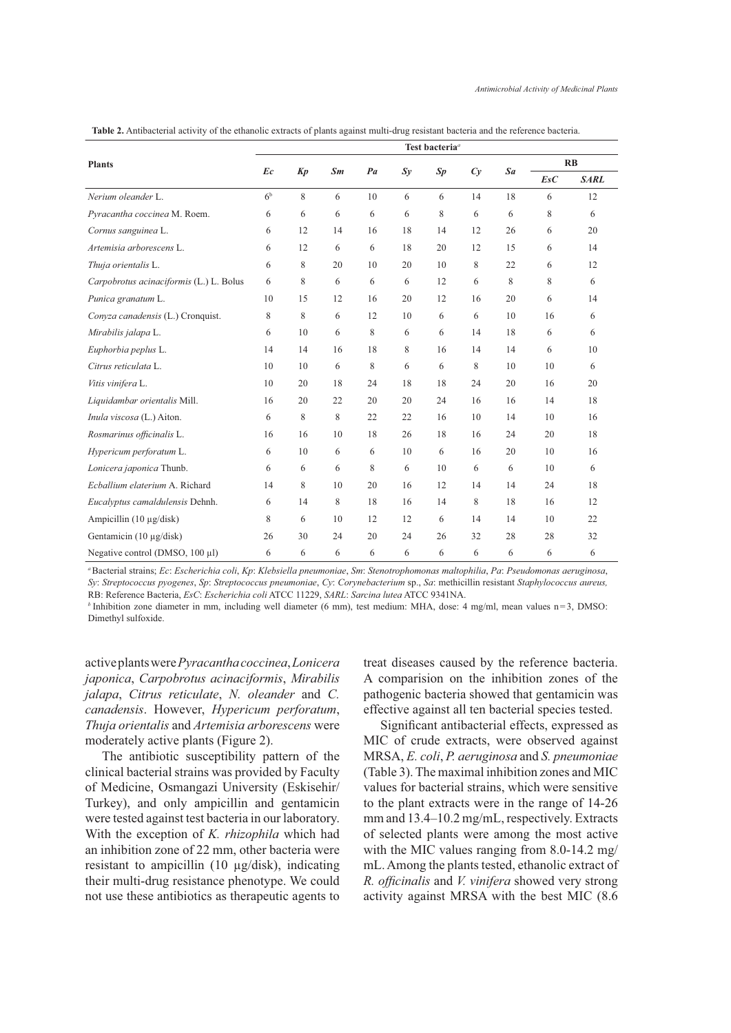**Table 2.** Antibacterial activity of the ethanolic extracts of plants against multi-drug resistant bacteria and the reference bacteria.

| Plants | Test bacteria[a] | | | | | | | | | |
|---|---|---|---|---|---|---|---|---|---|---|
| | *Ec* | *Kp* | *Sm* | *Pa* | *Sy* | *Sp* | *Cy* | *Sa* | RB | |
| | | | | | | | | | *EsC* | *SARL* |
| *Nerium oleander* L. | 6[b] | 8 | 6 | 10 | 6 | 6 | 14 | 18 | 6 | 12 |
| *Pyracantha coccinea* M. Roem. | 6 | 6 | 6 | 6 | 6 | 8 | 6 | 6 | 8 | 6 |
| *Cornus sanguinea* L. | 6 | 12 | 14 | 16 | 18 | 14 | 12 | 26 | 6 | 20 |
| *Artemisia arborescens* L. | 6 | 12 | 6 | 6 | 18 | 20 | 12 | 15 | 6 | 14 |
| *Thuja orientalis* L. | 6 | 8 | 20 | 10 | 20 | 10 | 8 | 22 | 6 | 12 |
| *Carpobrotus acinaciformis* (L.) L. Bolus | 6 | 8 | 6 | 6 | 6 | 12 | 6 | 8 | 8 | 6 |
| *Punica granatum* L. | 10 | 15 | 12 | 16 | 20 | 12 | 16 | 20 | 6 | 14 |
| *Conyza canadensis* (L.) Cronquist. | 8 | 8 | 6 | 12 | 10 | 6 | 6 | 10 | 16 | 6 |
| *Mirabilis jalapa* L. | 6 | 10 | 6 | 8 | 6 | 6 | 14 | 18 | 6 | 6 |
| *Euphorbia peplus* L. | 14 | 14 | 16 | 18 | 8 | 16 | 14 | 14 | 6 | 10 |
| *Citrus reticulata* L. | 10 | 10 | 6 | 8 | 6 | 6 | 8 | 10 | 10 | 6 |
| *Vitis vinifera* L. | 10 | 20 | 18 | 24 | 18 | 18 | 24 | 20 | 16 | 20 |
| *Liquidambar orientalis* Mill. | 16 | 20 | 22 | 20 | 20 | 24 | 16 | 16 | 14 | 18 |
| *Inula viscosa* (L.) Aiton. | 6 | 8 | 8 | 22 | 22 | 16 | 10 | 14 | 10 | 16 |
| *Rosmarinus officinalis* L. | 16 | 16 | 10 | 18 | 26 | 18 | 16 | 24 | 20 | 18 |
| *Hypericum perforatum* L. | 6 | 10 | 6 | 6 | 10 | 6 | 16 | 20 | 10 | 16 |
| *Lonicera japonica* Thunb. | 6 | 6 | 6 | 8 | 6 | 10 | 6 | 6 | 10 | 6 |
| *Ecballium elaterium* A. Richard | 14 | 8 | 10 | 20 | 16 | 12 | 14 | 14 | 24 | 18 |
| *Eucalyptus camaldulensis* Dehnh. | 6 | 14 | 8 | 18 | 16 | 14 | 8 | 18 | 16 | 12 |
| Ampicillin (10 µg/disk) | 8 | 6 | 10 | 12 | 12 | 6 | 14 | 14 | 10 | 22 |
| Gentamicin (10 µg/disk) | 26 | 30 | 24 | 20 | 24 | 26 | 32 | 28 | 28 | 32 |
| Negative control (DMSO, 100 µl) | 6 | 6 | 6 | 6 | 6 | 6 | 6 | 6 | 6 | 6 |

[a] Bacterial strains; *Ec*: *Escherichia coli*, *Kp*: *Klebsiella pneumoniae*, *Sm*: *Stenotrophomonas maltophilia*, *Pa*: *Pseudomonas aeruginosa*, *Sy*: *Streptococcus pyogenes*, *Sp*: *Streptococcus pneumoniae*, *Cy*: *Corynebacterium* sp., *Sa*: methicillin resistant *Staphylococcus aureus,* RB: Reference Bacteria, *EsC*: *Escherichia coli* ATCC 11229, *SARL*: *Sarcina lutea* ATCC 9341NA.

[b] Inhibition zone diameter in mm, including well diameter (6 mm), test medium: MHA, dose: 4 mg/ml, mean values n = 3, DMSO: Dimethyl sulfoxide.

active plants were *Pyracantha coccinea*, *Lonicera japonica*, *Carpobrotus acinaciformis*, *Mirabilis jalapa*, *Citrus reticulate*, *N. oleander* and *C. canadensis*. However, *Hypericum perforatum*, *Thuja orientalis* and *Artemisia arborescens* were moderately active plants (Figure 2).

The antibiotic susceptibility pattern of the clinical bacterial strains was provided by Faculty of Medicine, Osmangazi University (Eskisehir/Turkey), and only ampicillin and gentamicin were tested against test bacteria in our laboratory. With the exception of *K. rhizophila* which had an inhibition zone of 22 mm, other bacteria were resistant to ampicillin (10 µg/disk), indicating their multi-drug resistance phenotype. We could not use these antibiotics as therapeutic agents to treat diseases caused by the reference bacteria. A comparision on the inhibition zones of the pathogenic bacteria showed that gentamicin was effective against all ten bacterial species tested.

Significant antibacterial effects, expressed as MIC of crude extracts, were observed against MRSA, *E. coli*, *P. aeruginosa* and *S. pneumoniae* (Table 3). The maximal inhibition zones and MIC values for bacterial strains, which were sensitive to the plant extracts were in the range of 14-26 mm and 13.4–10.2 mg/mL, respectively. Extracts of selected plants were among the most active with the MIC values ranging from 8.0-14.2 mg/mL. Among the plants tested, ethanolic extract of *R. officinalis* and *V. vinifera* showed very strong activity against MRSA with the best MIC (8.6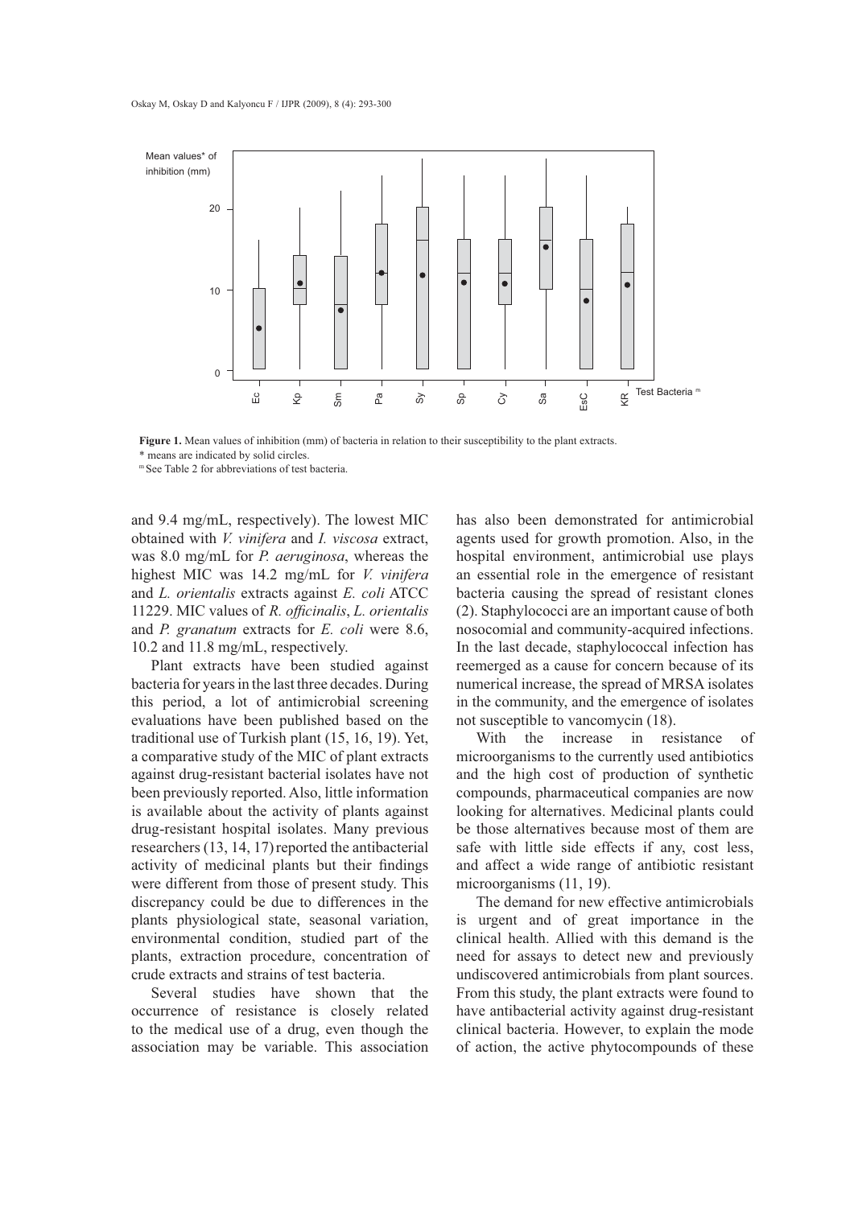Mean values* of inhibition (mm)

Test Bacteria [m]: Ec, Kp, Sm, Pa, Sy, Sp, Cy, Sa, EsC, KR

**Figure 1.** Mean values of inhibition (mm) of bacteria in relation to their susceptibility to the plant extracts.
\* means are indicated by solid circles.
[m] See Table 2 for abbreviations of test bacteria.

and 9.4 mg/mL, respectively). The lowest MIC obtained with *V. vinifera* and *I. viscosa* extract, was 8.0 mg/mL for *P. aeruginosa*, whereas the highest MIC was 14.2 mg/mL for *V. vinifera* and *L. orientalis* extracts against *E. coli* ATCC 11229. MIC values of *R. officinalis*, *L. orientalis* and *P. granatum* extracts for *E. coli* were 8.6, 10.2 and 11.8 mg/mL, respectively.

Plant extracts have been studied against bacteria for years in the last three decades. During this period, a lot of antimicrobial screening evaluations have been published based on the traditional use of Turkish plant (15, 16, 19). Yet, a comparative study of the MIC of plant extracts against drug-resistant bacterial isolates have not been previously reported. Also, little information is available about the activity of plants against drug-resistant hospital isolates. Many previous researchers (13, 14, 17) reported the antibacterial activity of medicinal plants but their findings were different from those of present study. This discrepancy could be due to differences in the plants physiological state, seasonal variation, environmental condition, studied part of the plants, extraction procedure, concentration of crude extracts and strains of test bacteria.

Several studies have shown that the occurrence of resistance is closely related to the medical use of a drug, even though the association may be variable. This association has also been demonstrated for antimicrobial agents used for growth promotion. Also, in the hospital environment, antimicrobial use plays an essential role in the emergence of resistant bacteria causing the spread of resistant clones (2). Staphylococci are an important cause of both nosocomial and community-acquired infections. In the last decade, staphylococcal infection has reemerged as a cause for concern because of its numerical increase, the spread of MRSA isolates in the community, and the emergence of isolates not susceptible to vancomycin (18).

With the increase in resistance of microorganisms to the currently used antibiotics and the high cost of production of synthetic compounds, pharmaceutical companies are now looking for alternatives. Medicinal plants could be those alternatives because most of them are safe with little side effects if any, cost less, and affect a wide range of antibiotic resistant microorganisms (11, 19).

The demand for new effective antimicrobials is urgent and of great importance in the clinical health. Allied with this demand is the need for assays to detect new and previously undiscovered antimicrobials from plant sources. From this study, the plant extracts were found to have antibacterial activity against drug-resistant clinical bacteria. However, to explain the mode of action, the active phytocompounds of these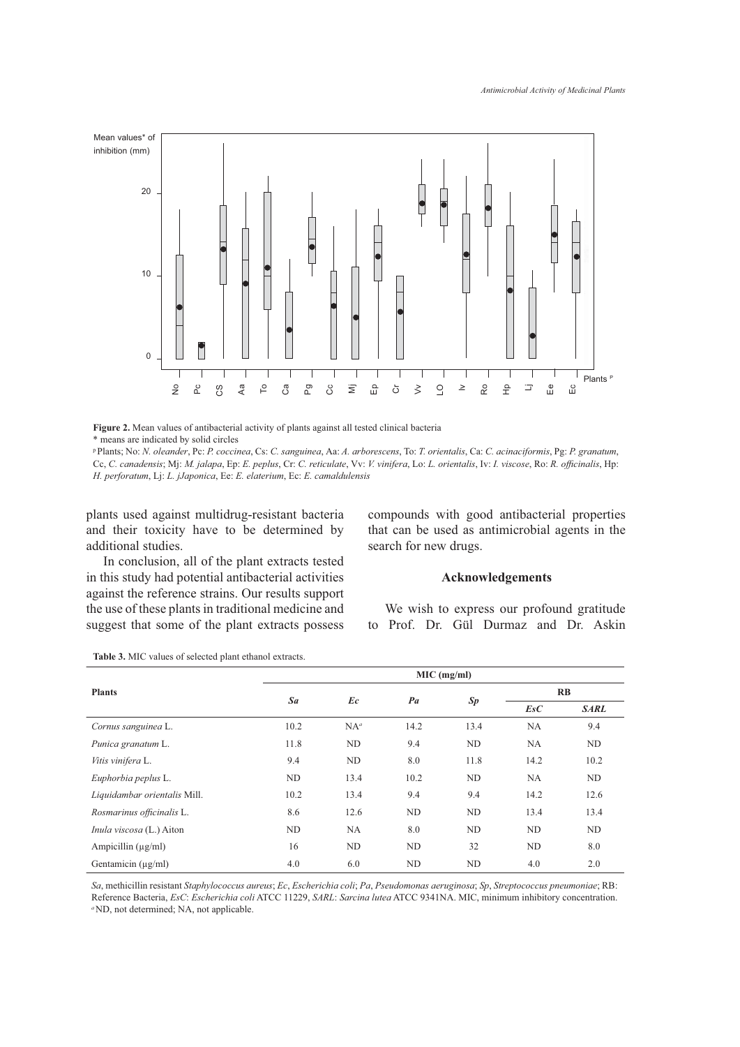**Figure 2.** Mean values of antibacterial activity of plants against all tested clinical bacteria

\* means are indicated by solid circles

[p] Plants; No: *N. oleander*, Pc: *P. coccinea*, Cs: *C. sanguinea*, Aa: *A. arborescens*, To: *T. orientalis*, Ca: *C. acinaciformis*, Pg: *P. granatum*, Cc, *C. canadensis*; Mj: *M. jalapa*, Ep: *E. peplus*, Cr: *C. reticulate*, Vv: *V. vinifera*, Lo: *L. orientalis*, Iv: *I. viscose*, Ro: *R. officinalis*, Hp: *H. perforatum*, Lj: *L. jJaponica*, Ee: *E. elaterium*, Ec: *E. camaldulensis*

plants used against multidrug-resistant bacteria and their toxicity have to be determined by additional studies.

In conclusion, all of the plant extracts tested in this study had potential antibacterial activities against the reference strains. Our results support the use of these plants in traditional medicine and suggest that some of the plant extracts possess compounds with good antibacterial properties that can be used as antimicrobial agents in the search for new drugs.

## Acknowledgements

We wish to express our profound gratitude to Prof. Dr. Gül Durmaz and Dr. Askin

**Table 3.** MIC values of selected plant ethanol extracts.

| Plants | MIC (mg/ml) | | | | | |
|---|---|---|---|---|---|---|
| | *Sa* | *Ec* | *Pa* | *Sp* | RB | |
| | | | | | *EsC* | *SARL* |
| *Cornus sanguinea* L. | 10.2 | NA[a] | 14.2 | 13.4 | NA | 9.4 |
| *Punica granatum* L. | 11.8 | ND | 9.4 | ND | NA | ND |
| *Vitis vinifera* L. | 9.4 | ND | 8.0 | 11.8 | 14.2 | 10.2 |
| *Euphorbia peplus* L. | ND | 13.4 | 10.2 | ND | NA | ND |
| *Liquidambar orientalis* Mill. | 10.2 | 13.4 | 9.4 | 9.4 | 14.2 | 12.6 |
| *Rosmarinus officinalis* L. | 8.6 | 12.6 | ND | ND | 13.4 | 13.4 |
| *Inula viscosa* (L.) Aiton | ND | NA | 8.0 | ND | ND | ND |
| Ampicillin (μg/ml) | 16 | ND | ND | 32 | ND | 8.0 |
| Gentamicin (μg/ml) | 4.0 | 6.0 | ND | ND | 4.0 | 2.0 |

*Sa*, methicillin resistant *Staphylococcus aureus*; *Ec*, *Escherichia coli*; *Pa*, *Pseudomonas aeruginosa*; *Sp*, *Streptococcus pneumoniae*; RB: Reference Bacteria, *EsC*: *Escherichia coli* ATCC 11229, *SARL*: *Sarcina lutea* ATCC 9341NA. MIC, minimum inhibitory concentration.

[a] ND, not determined; NA, not applicable.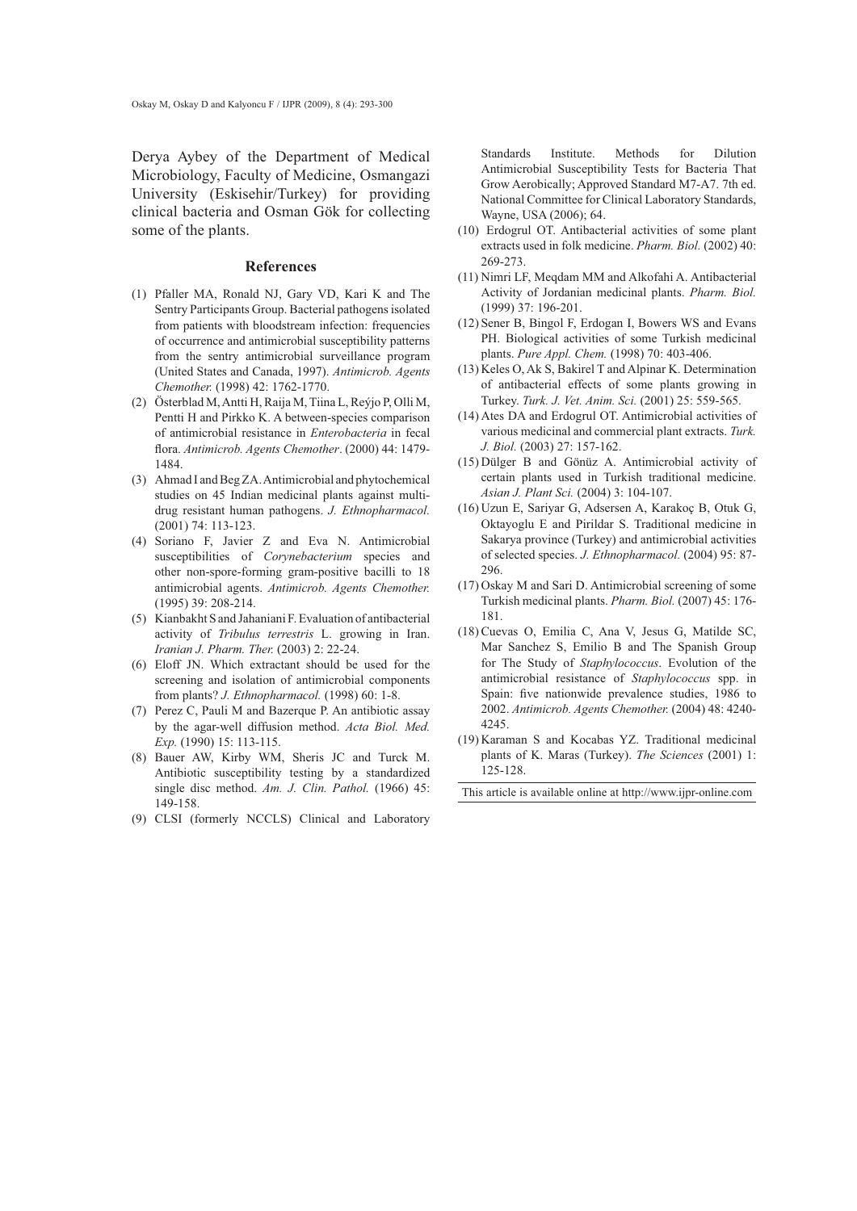Derya Aybey of the Department of Medical Microbiology, Faculty of Medicine, Osmangazi University (Eskisehir/Turkey) for providing clinical bacteria and Osman Gök for collecting some of the plants.

## References

(1) Pfaller MA, Ronald NJ, Gary VD, Kari K and The Sentry Participants Group. Bacterial pathogens isolated from patients with bloodstream infection: frequencies of occurrence and antimicrobial susceptibility patterns from the sentry antimicrobial surveillance program (United States and Canada, 1997). *Antimicrob. Agents Chemother.* (1998) 42: 1762-1770.

(2) Österblad M, Antti H, Raija M, Tiina L, Reýjo P, Olli M, Pentti H and Pirkko K. A between-species comparison of antimicrobial resistance in *Enterobacteria* in fecal flora. *Antimicrob. Agents Chemother*. (2000) 44: 1479-1484.

(3) Ahmad I and Beg ZA. Antimicrobial and phytochemical studies on 45 Indian medicinal plants against multi-drug resistant human pathogens. *J. Ethnopharmacol.* (2001) 74: 113-123.

(4) Soriano F, Javier Z and Eva N. Antimicrobial susceptibilities of *Corynebacterium* species and other non-spore-forming gram-positive bacilli to 18 antimicrobial agents. *Antimicrob. Agents Chemother.* (1995) 39: 208-214.

(5) Kianbakht S and Jahaniani F. Evaluation of antibacterial activity of *Tribulus terrestris* L. growing in Iran. *Iranian J. Pharm. Ther.* (2003) 2: 22-24.

(6) Eloff JN. Which extractant should be used for the screening and isolation of antimicrobial components from plants? *J. Ethnopharmacol.* (1998) 60: 1-8.

(7) Perez C, Pauli M and Bazerque P. An antibiotic assay by the agar-well diffusion method. *Acta Biol. Med. Exp.* (1990) 15: 113-115.

(8) Bauer AW, Kirby WM, Sheris JC and Turck M. Antibiotic susceptibility testing by a standardized single disc method. *Am. J. Clin. Pathol.* (1966) 45: 149-158.

(9) CLSI (formerly NCCLS) Clinical and Laboratory Standards Institute. Methods for Dilution Antimicrobial Susceptibility Tests for Bacteria That Grow Aerobically; Approved Standard M7-A7. 7th ed. National Committee for Clinical Laboratory Standards, Wayne, USA (2006); 64.

(10) Erdogrul OT. Antibacterial activities of some plant extracts used in folk medicine. *Pharm. Biol.* (2002) 40: 269-273.

(11) Nimri LF, Meqdam MM and Alkofahi A. Antibacterial Activity of Jordanian medicinal plants. *Pharm. Biol.* (1999) 37: 196-201.

(12) Sener B, Bingol F, Erdogan I, Bowers WS and Evans PH. Biological activities of some Turkish medicinal plants. *Pure Appl. Chem.* (1998) 70: 403-406.

(13) Keles O, Ak S, Bakirel T and Alpinar K. Determination of antibacterial effects of some plants growing in Turkey. *Turk. J. Vet. Anim. Sci.* (2001) 25: 559-565.

(14) Ates DA and Erdogrul OT. Antimicrobial activities of various medicinal and commercial plant extracts. *Turk. J. Biol.* (2003) 27: 157-162.

(15) Dülger B and Gönüz A. Antimicrobial activity of certain plants used in Turkish traditional medicine. *Asian J. Plant Sci.* (2004) 3: 104-107.

(16) Uzun E, Sariyar G, Adsersen A, Karakoç B, Otuk G, Oktayoglu E and Pirildar S. Traditional medicine in Sakarya province (Turkey) and antimicrobial activities of selected species. *J. Ethnopharmacol.* (2004) 95: 87-296.

(17) Oskay M and Sari D. Antimicrobial screening of some Turkish medicinal plants. *Pharm. Biol.* (2007) 45: 176-181.

(18) Cuevas O, Emilia C, Ana V, Jesus G, Matilde SC, Mar Sanchez S, Emilio B and The Spanish Group for The Study of *Staphylococcus*. Evolution of the antimicrobial resistance of *Staphylococcus* spp. in Spain: five nationwide prevalence studies, 1986 to 2002. *Antimicrob. Agents Chemother.* (2004) 48: 4240-4245.

(19) Karaman S and Kocabas YZ. Traditional medicinal plants of K. Maras (Turkey). *The Sciences* (2001) 1: 125-128.

This article is available online at http://www.ijpr-online.com